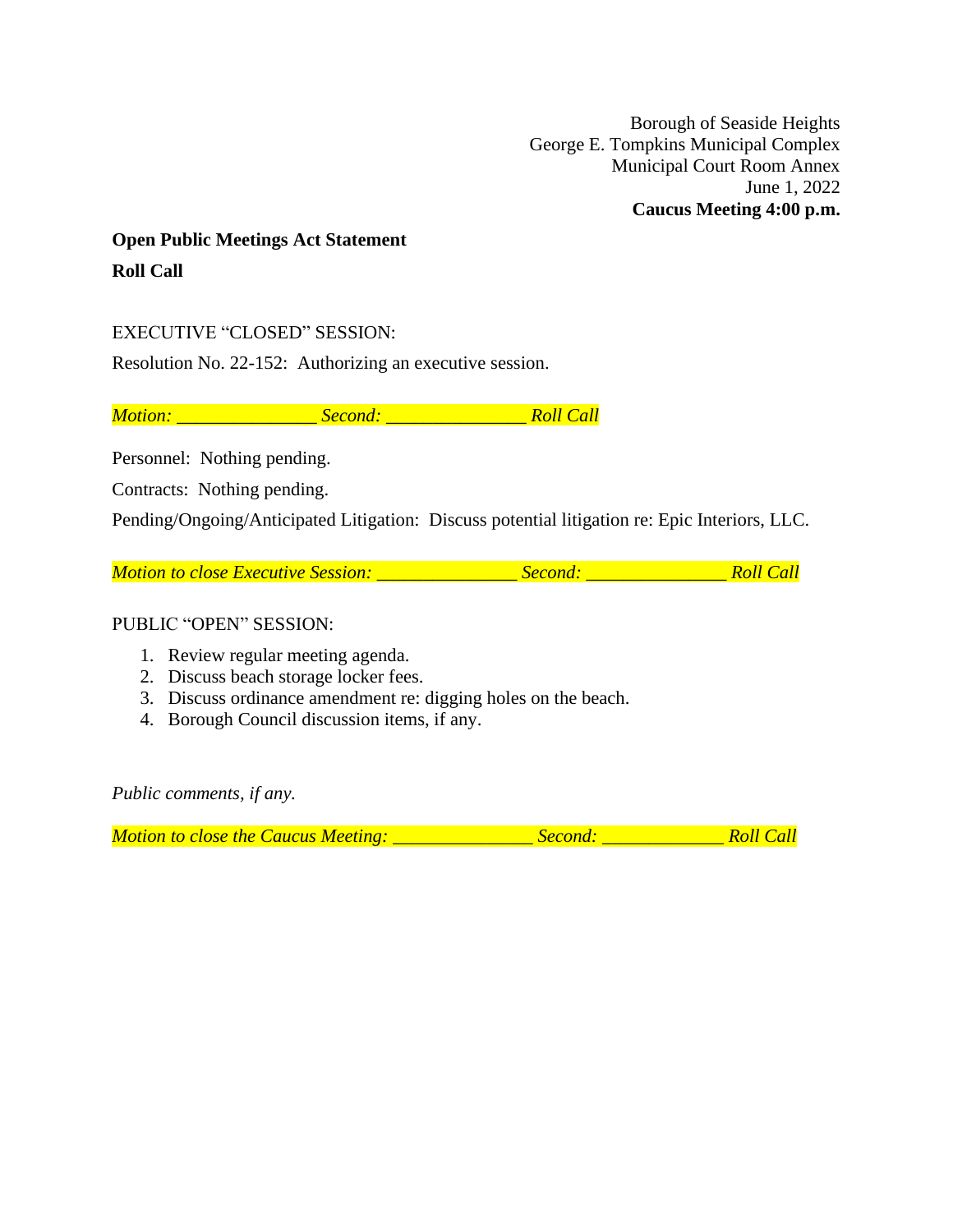Borough of Seaside Heights
George E. Tompkins Municipal Complex
Municipal Court Room Annex
June 1, 2022
**Caucus Meeting 4:00 p.m.**

**Open Public Meetings Act Statement**

**Roll Call**

EXECUTIVE "CLOSED" SESSION:

Resolution No. 22-152: Authorizing an executive session.

*Motion: _______________ Second: _______________ Roll Call*

Personnel: Nothing pending.

Contracts: Nothing pending.

Pending/Ongoing/Anticipated Litigation: Discuss potential litigation re: Epic Interiors, LLC.

*Motion to close Executive Session: _______________ Second: _______________ Roll Call*

PUBLIC "OPEN" SESSION:

1. Review regular meeting agenda.
2. Discuss beach storage locker fees.
3. Discuss ordinance amendment re: digging holes on the beach.
4. Borough Council discussion items, if any.

*Public comments, if any.*

*Motion to close the Caucus Meeting: _______________ Second: _____________ Roll Call*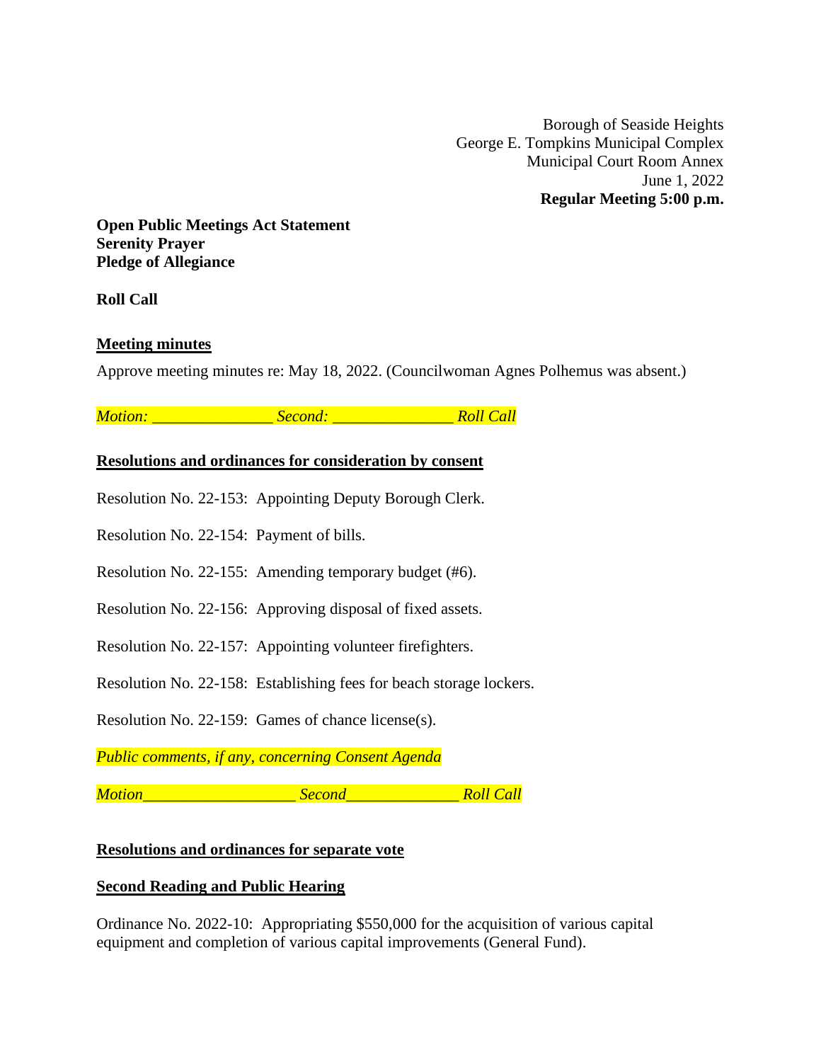Borough of Seaside Heights
George E. Tompkins Municipal Complex
Municipal Court Room Annex
June 1, 2022
**Regular Meeting 5:00 p.m.**

**Open Public Meetings Act Statement**
**Serenity Prayer**
**Pledge of Allegiance**

**Roll Call**

**<u>Meeting minutes</u>**

Approve meeting minutes re: May 18, 2022. (Councilwoman Agnes Polhemus was absent.)

*Motion: _______________ Second: _______________ Roll Call*

**<u>Resolutions and ordinances for consideration by consent</u>**

Resolution No. 22-153: Appointing Deputy Borough Clerk.

Resolution No. 22-154: Payment of bills.

Resolution No. 22-155: Amending temporary budget (#6).

Resolution No. 22-156: Approving disposal of fixed assets.

Resolution No. 22-157: Appointing volunteer firefighters.

Resolution No. 22-158: Establishing fees for beach storage lockers.

Resolution No. 22-159: Games of chance license(s).

*Public comments, if any, concerning Consent Agenda*

*Motion___________________ Second______________ Roll Call*

**<u>Resolutions and ordinances for separate vote</u>**

**<u>Second Reading and Public Hearing</u>**

Ordinance No. 2022-10: Appropriating $550,000 for the acquisition of various capital equipment and completion of various capital improvements (General Fund).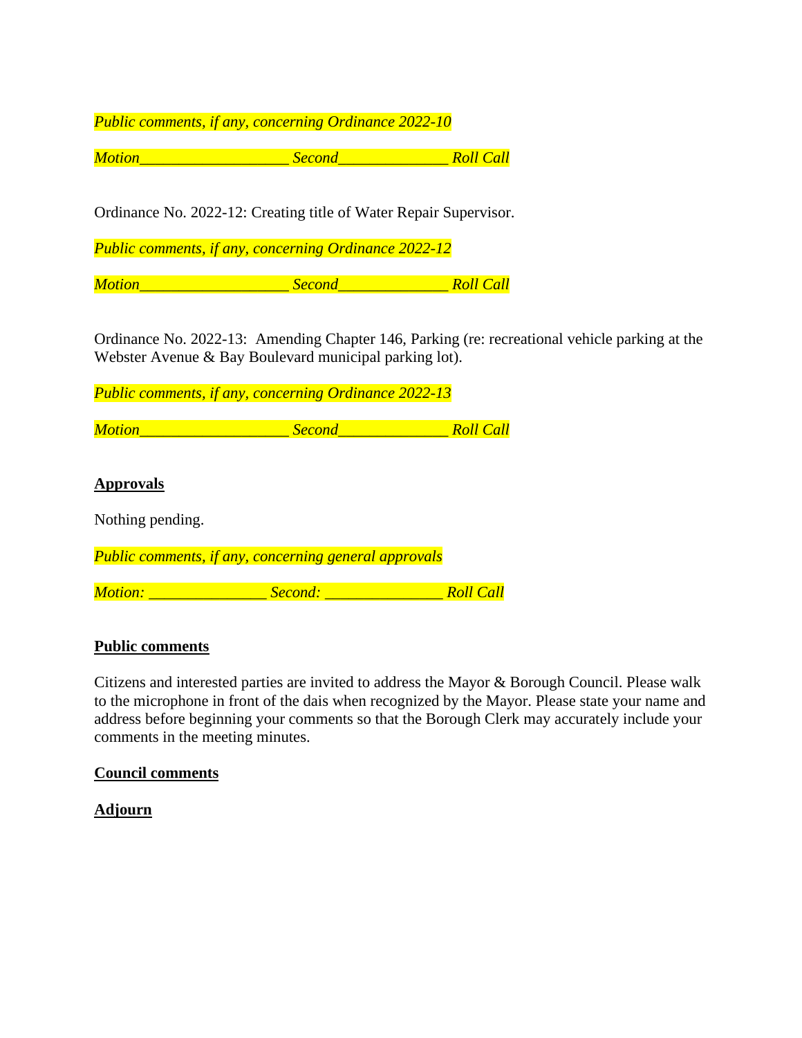*Public comments, if any, concerning Ordinance 2022-10*

*Motion___________________ Second______________ Roll Call*

Ordinance No. 2022-12: Creating title of Water Repair Supervisor.

*Public comments, if any, concerning Ordinance 2022-12*

*Motion___________________ Second______________ Roll Call*

Ordinance No. 2022-13: Amending Chapter 146, Parking (re: recreational vehicle parking at the Webster Avenue & Bay Boulevard municipal parking lot).

*Public comments, if any, concerning Ordinance 2022-13*

*Motion___________________ Second______________ Roll Call*

## Approvals

Nothing pending.

*Public comments, if any, concerning general approvals*

*Motion: _______________ Second: _______________ Roll Call*

## Public comments

Citizens and interested parties are invited to address the Mayor & Borough Council. Please walk to the microphone in front of the dais when recognized by the Mayor. Please state your name and address before beginning your comments so that the Borough Clerk may accurately include your comments in the meeting minutes.

## Council comments

## Adjourn